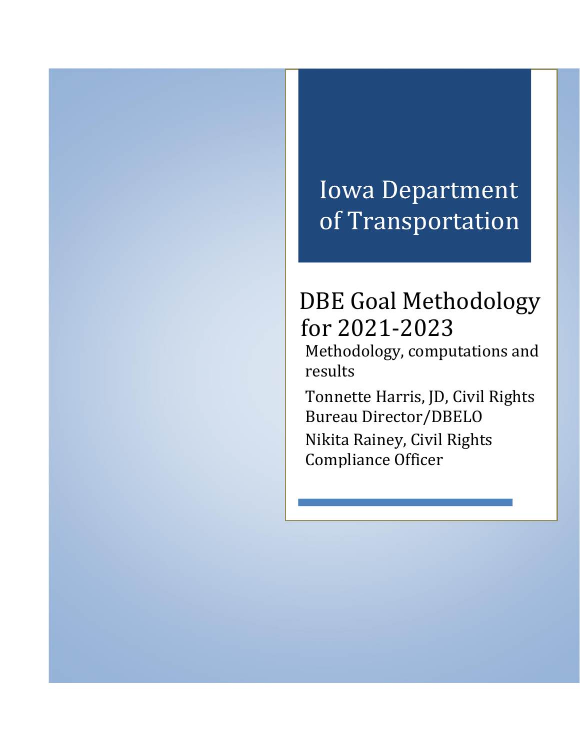# Iowa Department of Transportation

## DBE Goal Methodology for 2021-2023

Methodology, computations and results

Tonnette Harris, JD, Civil Rights Bureau Director/DBELO

Nikita Rainey, Civil Rights Compliance Officer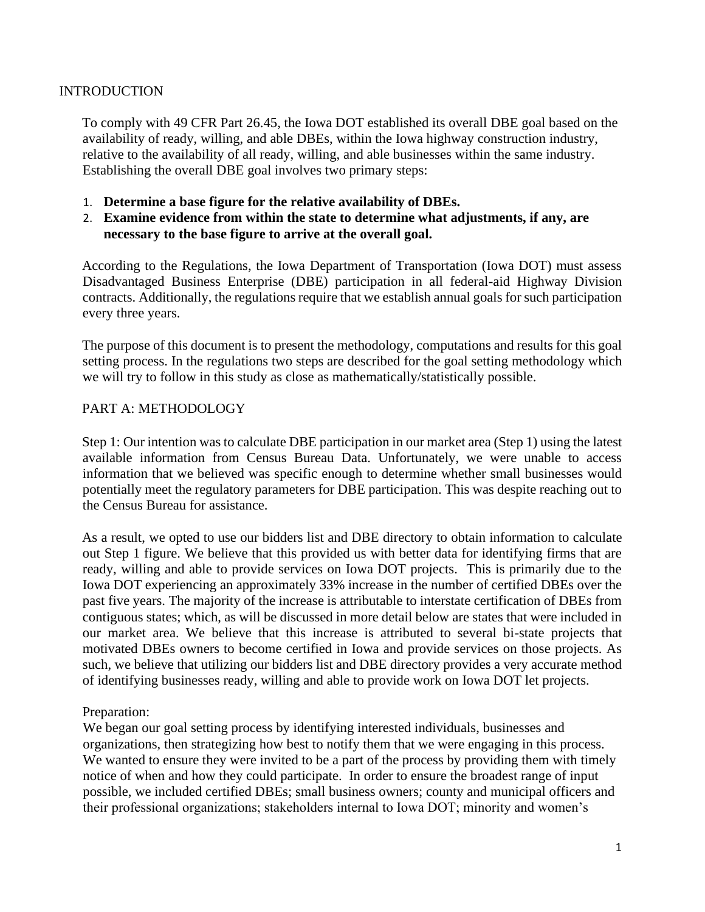## INTRODUCTION

To comply with 49 CFR Part 26.45, the Iowa DOT established its overall DBE goal based on the availability of ready, willing, and able DBEs, within the Iowa highway construction industry, relative to the availability of all ready, willing, and able businesses within the same industry. Establishing the overall DBE goal involves two primary steps:

1. **Determine a base figure for the relative availability of DBEs.**
2. **Examine evidence from within the state to determine what adjustments, if any, are necessary to the base figure to arrive at the overall goal.**

According to the Regulations, the Iowa Department of Transportation (Iowa DOT) must assess Disadvantaged Business Enterprise (DBE) participation in all federal-aid Highway Division contracts. Additionally, the regulations require that we establish annual goals for such participation every three years.

The purpose of this document is to present the methodology, computations and results for this goal setting process. In the regulations two steps are described for the goal setting methodology which we will try to follow in this study as close as mathematically/statistically possible.

## PART A: METHODOLOGY

Step 1: Our intention was to calculate DBE participation in our market area (Step 1) using the latest available information from Census Bureau Data. Unfortunately, we were unable to access information that we believed was specific enough to determine whether small businesses would potentially meet the regulatory parameters for DBE participation. This was despite reaching out to the Census Bureau for assistance.

As a result, we opted to use our bidders list and DBE directory to obtain information to calculate out Step 1 figure. We believe that this provided us with better data for identifying firms that are ready, willing and able to provide services on Iowa DOT projects. This is primarily due to the Iowa DOT experiencing an approximately 33% increase in the number of certified DBEs over the past five years. The majority of the increase is attributable to interstate certification of DBEs from contiguous states; which, as will be discussed in more detail below are states that were included in our market area. We believe that this increase is attributed to several bi-state projects that motivated DBEs owners to become certified in Iowa and provide services on those projects. As such, we believe that utilizing our bidders list and DBE directory provides a very accurate method of identifying businesses ready, willing and able to provide work on Iowa DOT let projects.

Preparation:
We began our goal setting process by identifying interested individuals, businesses and organizations, then strategizing how best to notify them that we were engaging in this process. We wanted to ensure they were invited to be a part of the process by providing them with timely notice of when and how they could participate. In order to ensure the broadest range of input possible, we included certified DBEs; small business owners; county and municipal officers and their professional organizations; stakeholders internal to Iowa DOT; minority and women's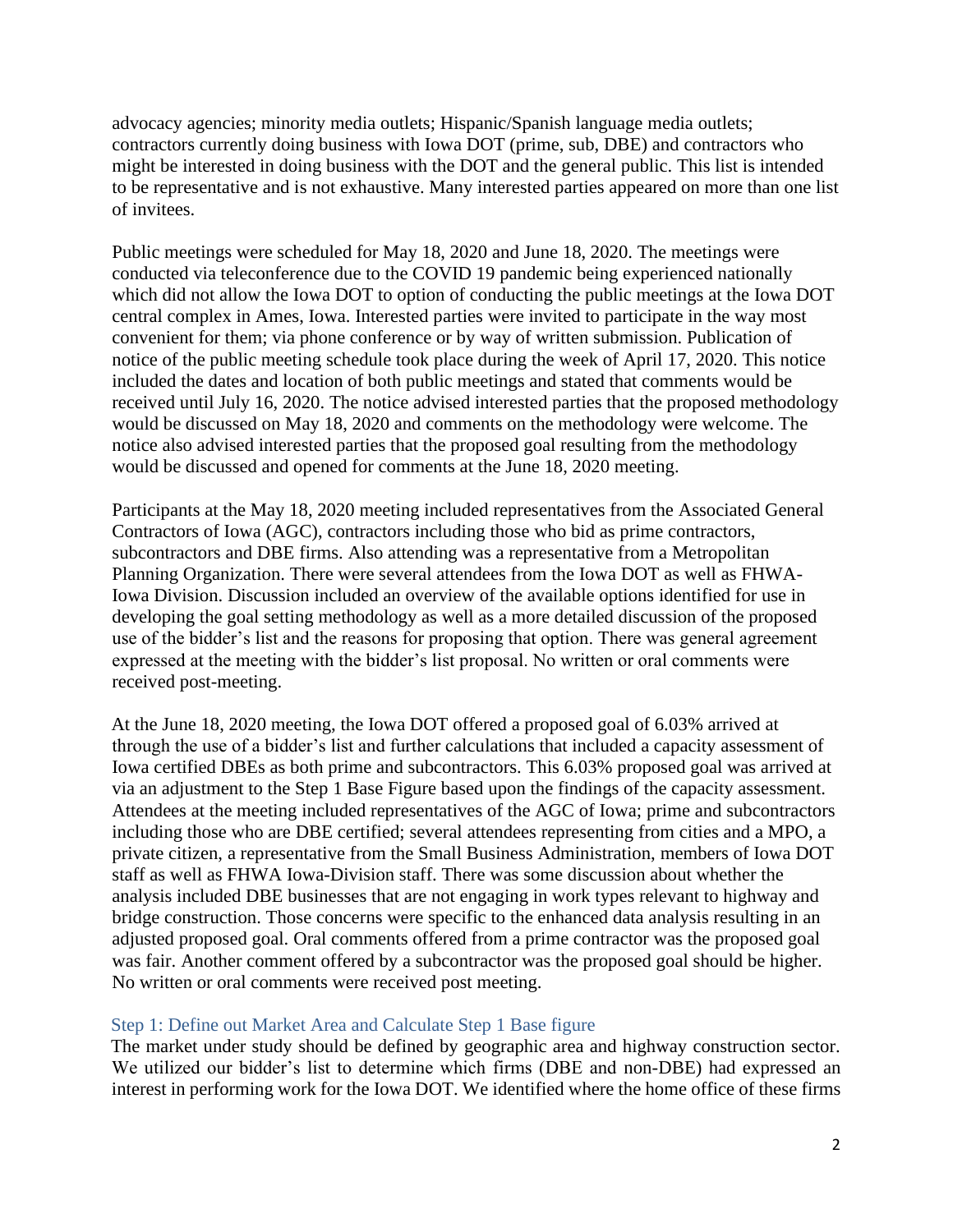advocacy agencies; minority media outlets; Hispanic/Spanish language media outlets; contractors currently doing business with Iowa DOT (prime, sub, DBE) and contractors who might be interested in doing business with the DOT and the general public. This list is intended to be representative and is not exhaustive. Many interested parties appeared on more than one list of invitees.

Public meetings were scheduled for May 18, 2020 and June 18, 2020. The meetings were conducted via teleconference due to the COVID 19 pandemic being experienced nationally which did not allow the Iowa DOT to option of conducting the public meetings at the Iowa DOT central complex in Ames, Iowa. Interested parties were invited to participate in the way most convenient for them; via phone conference or by way of written submission. Publication of notice of the public meeting schedule took place during the week of April 17, 2020. This notice included the dates and location of both public meetings and stated that comments would be received until July 16, 2020. The notice advised interested parties that the proposed methodology would be discussed on May 18, 2020 and comments on the methodology were welcome. The notice also advised interested parties that the proposed goal resulting from the methodology would be discussed and opened for comments at the June 18, 2020 meeting.

Participants at the May 18, 2020 meeting included representatives from the Associated General Contractors of Iowa (AGC), contractors including those who bid as prime contractors, subcontractors and DBE firms. Also attending was a representative from a Metropolitan Planning Organization. There were several attendees from the Iowa DOT as well as FHWA-Iowa Division. Discussion included an overview of the available options identified for use in developing the goal setting methodology as well as a more detailed discussion of the proposed use of the bidder's list and the reasons for proposing that option. There was general agreement expressed at the meeting with the bidder's list proposal. No written or oral comments were received post-meeting.

At the June 18, 2020 meeting, the Iowa DOT offered a proposed goal of 6.03% arrived at through the use of a bidder's list and further calculations that included a capacity assessment of Iowa certified DBEs as both prime and subcontractors. This 6.03% proposed goal was arrived at via an adjustment to the Step 1 Base Figure based upon the findings of the capacity assessment. Attendees at the meeting included representatives of the AGC of Iowa; prime and subcontractors including those who are DBE certified; several attendees representing from cities and a MPO, a private citizen, a representative from the Small Business Administration, members of Iowa DOT staff as well as FHWA Iowa-Division staff. There was some discussion about whether the analysis included DBE businesses that are not engaging in work types relevant to highway and bridge construction. Those concerns were specific to the enhanced data analysis resulting in an adjusted proposed goal. Oral comments offered from a prime contractor was the proposed goal was fair. Another comment offered by a subcontractor was the proposed goal should be higher. No written or oral comments were received post meeting.

### Step 1: Define out Market Area and Calculate Step 1 Base figure

The market under study should be defined by geographic area and highway construction sector. We utilized our bidder's list to determine which firms (DBE and non-DBE) had expressed an interest in performing work for the Iowa DOT. We identified where the home office of these firms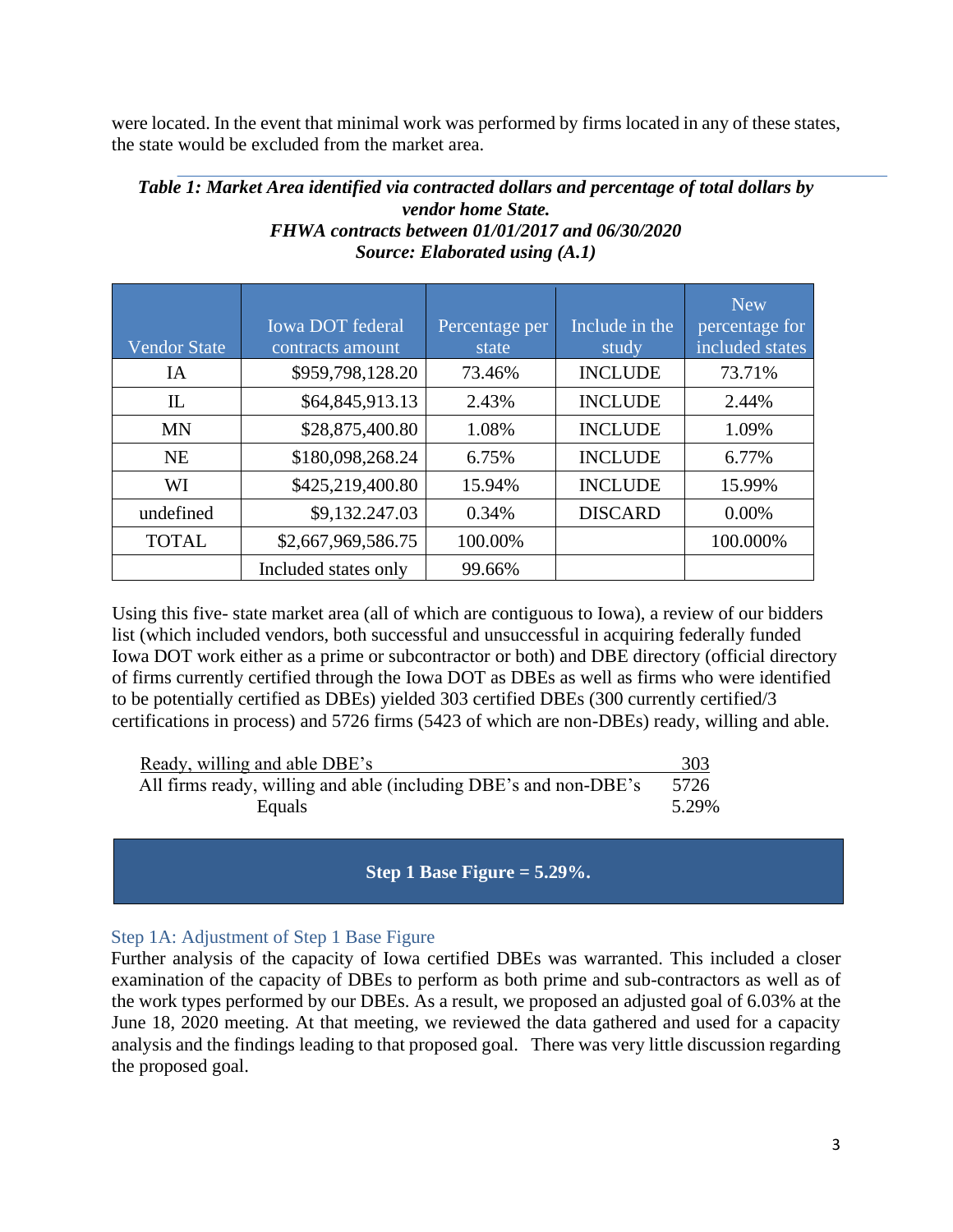were located. In the event that minimal work was performed by firms located in any of these states, the state would be excluded from the market area.

***Table 1: Market Area identified via contracted dollars and percentage of total dollars by vendor home State.***
***FHWA contracts between 01/01/2017 and 06/30/2020***
***Source: Elaborated using (A.1)***

| Vendor State | Iowa DOT federal contracts amount | Percentage per state | Include in the study | New percentage for included states |
|---|---|---|---|---|
| IA | $959,798,128.20 | 73.46% | INCLUDE | 73.71% |
| IL | $64,845,913.13 | 2.43% | INCLUDE | 2.44% |
| MN | $28,875,400.80 | 1.08% | INCLUDE | 1.09% |
| NE | $180,098,268.24 | 6.75% | INCLUDE | 6.77% |
| WI | $425,219,400.80 | 15.94% | INCLUDE | 15.99% |
| undefined | $9,132.247.03 | 0.34% | DISCARD | 0.00% |
| TOTAL | $2,667,969,586.75 | 100.00% | | 100.000% |
| | Included states only | 99.66% | | |

Using this five- state market area (all of which are contiguous to Iowa), a review of our bidders list (which included vendors, both successful and unsuccessful in acquiring federally funded Iowa DOT work either as a prime or subcontractor or both) and DBE directory (official directory of firms currently certified through the Iowa DOT as DBEs as well as firms who were identified to be potentially certified as DBEs) yielded 303 certified DBEs (300 currently certified/3 certifications in process) and 5726 firms (5423 of which are non-DBEs) ready, willing and able.

| | |
|---|---|
| Ready, willing and able DBE's | 303 |
| All firms ready, willing and able (including DBE's and non-DBE's | 5726 |
| Equals | 5.29% |

**Step 1 Base Figure = 5.29%.**

### Step 1A: Adjustment of Step 1 Base Figure

Further analysis of the capacity of Iowa certified DBEs was warranted. This included a closer examination of the capacity of DBEs to perform as both prime and sub-contractors as well as of the work types performed by our DBEs. As a result, we proposed an adjusted goal of 6.03% at the June 18, 2020 meeting. At that meeting, we reviewed the data gathered and used for a capacity analysis and the findings leading to that proposed goal. There was very little discussion regarding the proposed goal.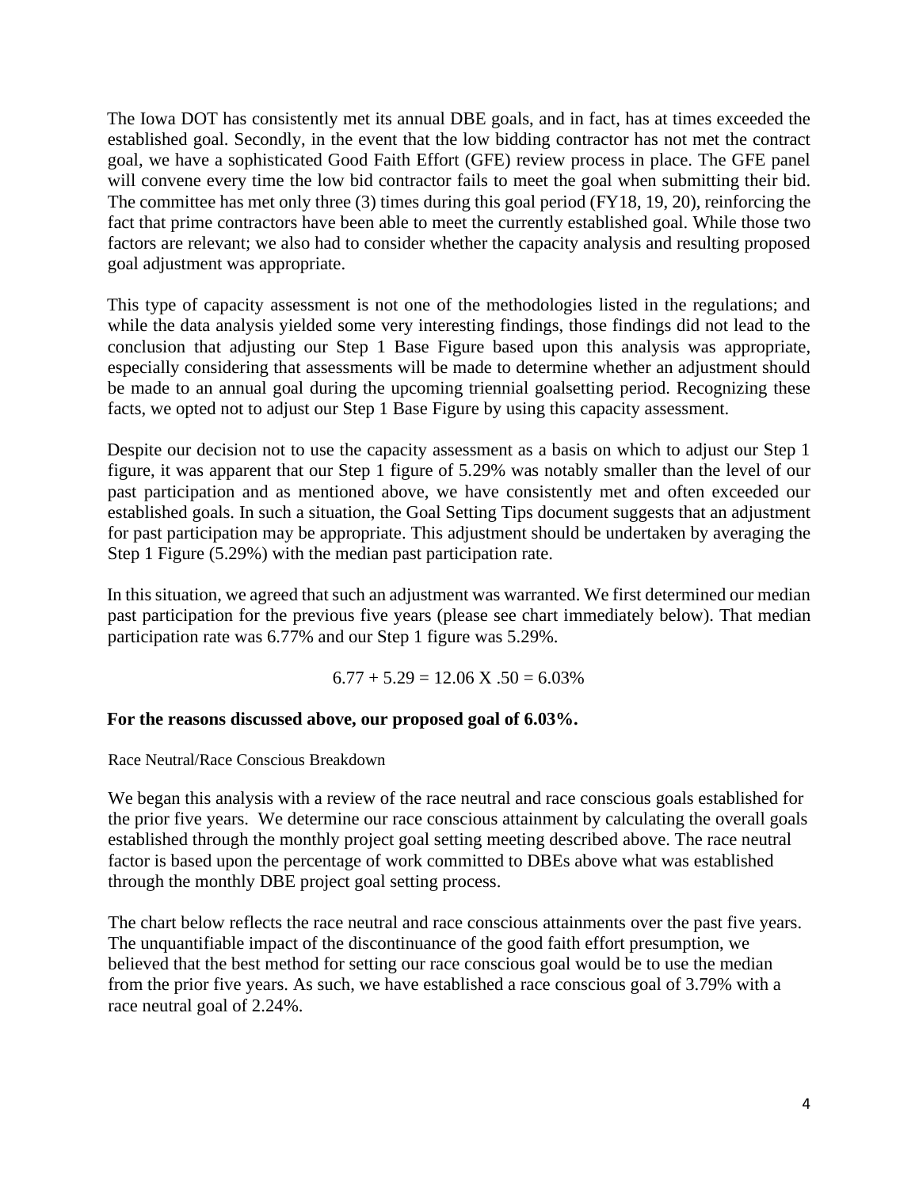The Iowa DOT has consistently met its annual DBE goals, and in fact, has at times exceeded the established goal. Secondly, in the event that the low bidding contractor has not met the contract goal, we have a sophisticated Good Faith Effort (GFE) review process in place. The GFE panel will convene every time the low bid contractor fails to meet the goal when submitting their bid. The committee has met only three (3) times during this goal period (FY18, 19, 20), reinforcing the fact that prime contractors have been able to meet the currently established goal. While those two factors are relevant; we also had to consider whether the capacity analysis and resulting proposed goal adjustment was appropriate.

This type of capacity assessment is not one of the methodologies listed in the regulations; and while the data analysis yielded some very interesting findings, those findings did not lead to the conclusion that adjusting our Step 1 Base Figure based upon this analysis was appropriate, especially considering that assessments will be made to determine whether an adjustment should be made to an annual goal during the upcoming triennial goalsetting period. Recognizing these facts, we opted not to adjust our Step 1 Base Figure by using this capacity assessment.

Despite our decision not to use the capacity assessment as a basis on which to adjust our Step 1 figure, it was apparent that our Step 1 figure of 5.29% was notably smaller than the level of our past participation and as mentioned above, we have consistently met and often exceeded our established goals. In such a situation, the Goal Setting Tips document suggests that an adjustment for past participation may be appropriate. This adjustment should be undertaken by averaging the Step 1 Figure (5.29%) with the median past participation rate.

In this situation, we agreed that such an adjustment was warranted. We first determined our median past participation for the previous five years (please see chart immediately below). That median participation rate was 6.77% and our Step 1 figure was 5.29%.

$$6.77 + 5.29 = 12.06 \text{ X } .50 = 6.03\%$$

**For the reasons discussed above, our proposed goal of 6.03%.**

Race Neutral/Race Conscious Breakdown

We began this analysis with a review of the race neutral and race conscious goals established for the prior five years. We determine our race conscious attainment by calculating the overall goals established through the monthly project goal setting meeting described above. The race neutral factor is based upon the percentage of work committed to DBEs above what was established through the monthly DBE project goal setting process.

The chart below reflects the race neutral and race conscious attainments over the past five years. The unquantifiable impact of the discontinuance of the good faith effort presumption, we believed that the best method for setting our race conscious goal would be to use the median from the prior five years. As such, we have established a race conscious goal of 3.79% with a race neutral goal of 2.24%.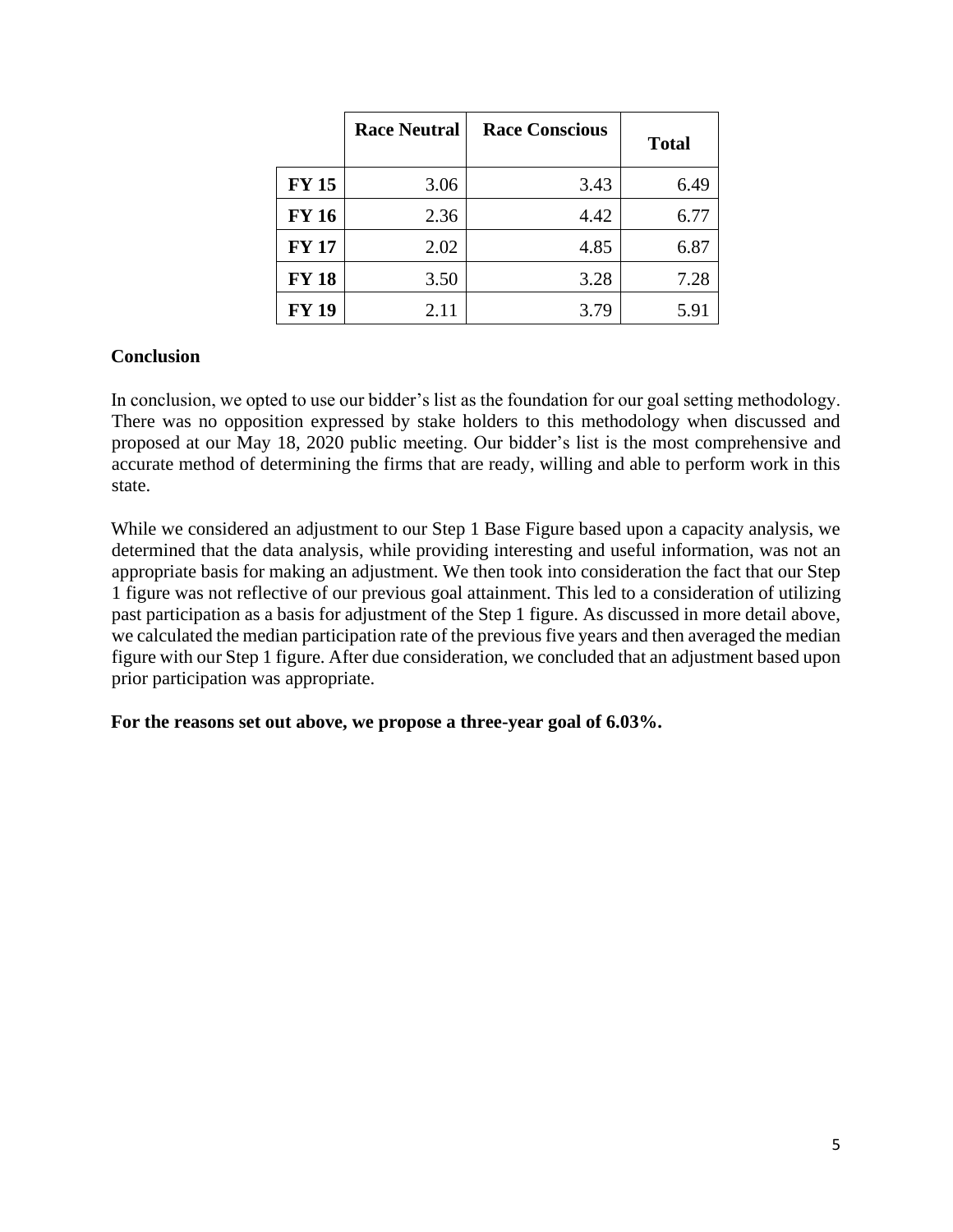| | Race Neutral | Race Conscious | Total |
|---|---|---|---|
| **FY 15** | 3.06 | 3.43 | 6.49 |
| **FY 16** | 2.36 | 4.42 | 6.77 |
| **FY 17** | 2.02 | 4.85 | 6.87 |
| **FY 18** | 3.50 | 3.28 | 7.28 |
| **FY 19** | 2.11 | 3.79 | 5.91 |

**Conclusion**

In conclusion, we opted to use our bidder's list as the foundation for our goal setting methodology. There was no opposition expressed by stake holders to this methodology when discussed and proposed at our May 18, 2020 public meeting. Our bidder's list is the most comprehensive and accurate method of determining the firms that are ready, willing and able to perform work in this state.

While we considered an adjustment to our Step 1 Base Figure based upon a capacity analysis, we determined that the data analysis, while providing interesting and useful information, was not an appropriate basis for making an adjustment. We then took into consideration the fact that our Step 1 figure was not reflective of our previous goal attainment. This led to a consideration of utilizing past participation as a basis for adjustment of the Step 1 figure. As discussed in more detail above, we calculated the median participation rate of the previous five years and then averaged the median figure with our Step 1 figure. After due consideration, we concluded that an adjustment based upon prior participation was appropriate.

**For the reasons set out above, we propose a three-year goal of 6.03%.**